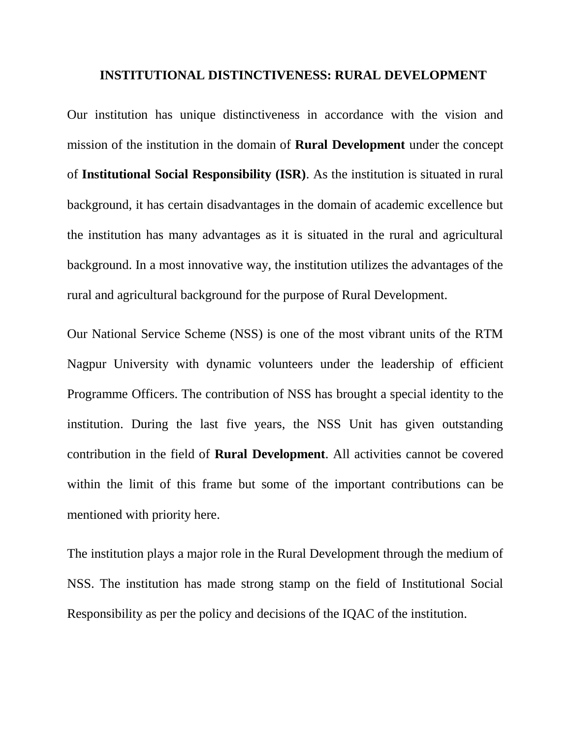# INSTITUTIONAL DISTINCTIVENESS: RURAL DEVELOPMENT

Our institution has unique distinctiveness in accordance with the vision and mission of the institution in the domain of **Rural Development** under the concept of **Institutional Social Responsibility (ISR)**. As the institution is situated in rural background, it has certain disadvantages in the domain of academic excellence but the institution has many advantages as it is situated in the rural and agricultural background. In a most innovative way, the institution utilizes the advantages of the rural and agricultural background for the purpose of Rural Development.

Our National Service Scheme (NSS) is one of the most vibrant units of the RTM Nagpur University with dynamic volunteers under the leadership of efficient Programme Officers. The contribution of NSS has brought a special identity to the institution. During the last five years, the NSS Unit has given outstanding contribution in the field of **Rural Development**. All activities cannot be covered within the limit of this frame but some of the important contributions can be mentioned with priority here.

The institution plays a major role in the Rural Development through the medium of NSS. The institution has made strong stamp on the field of Institutional Social Responsibility as per the policy and decisions of the IQAC of the institution.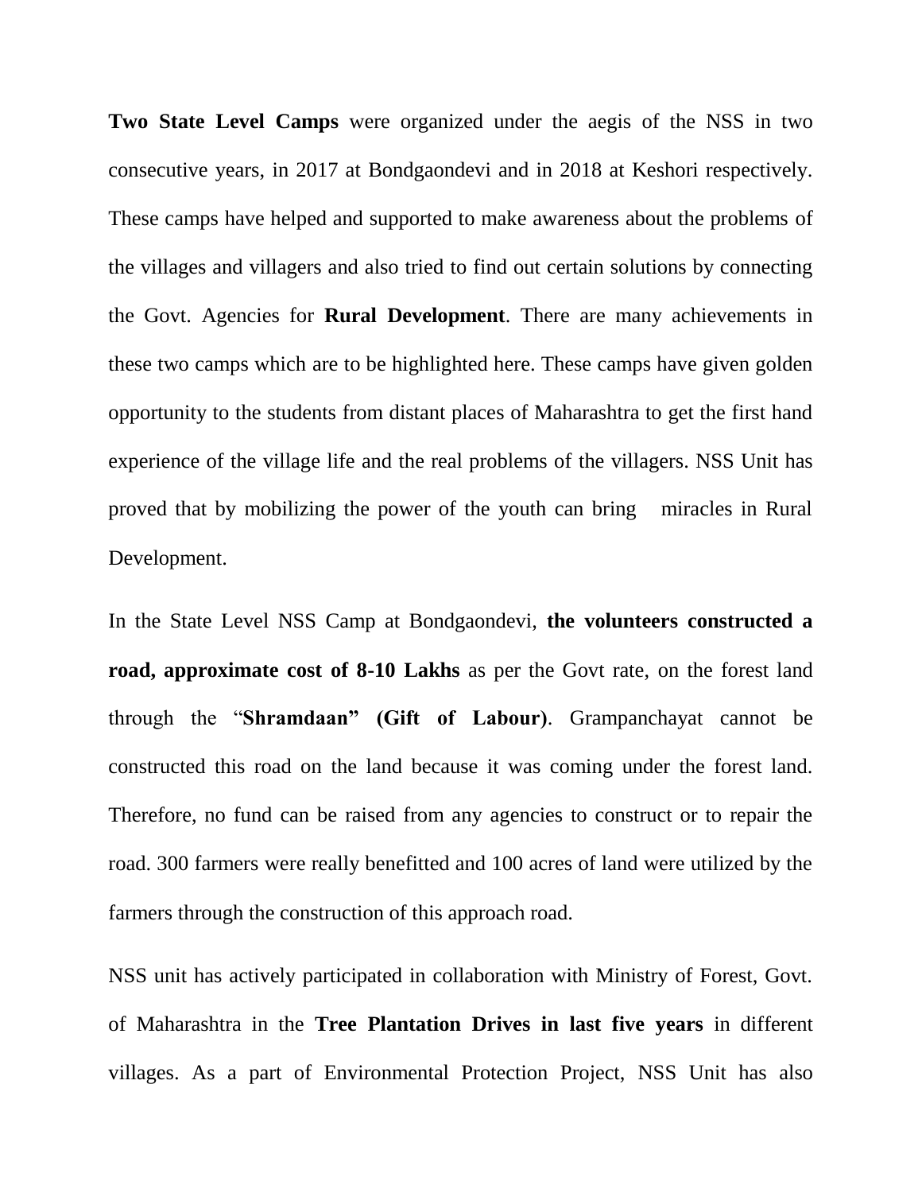**Two State Level Camps** were organized under the aegis of the NSS in two consecutive years, in 2017 at Bondgaondevi and in 2018 at Keshori respectively. These camps have helped and supported to make awareness about the problems of the villages and villagers and also tried to find out certain solutions by connecting the Govt. Agencies for **Rural Development**. There are many achievements in these two camps which are to be highlighted here. These camps have given golden opportunity to the students from distant places of Maharashtra to get the first hand experience of the village life and the real problems of the villagers. NSS Unit has proved that by mobilizing the power of the youth can bring miracles in Rural Development.

In the State Level NSS Camp at Bondgaondevi, **the volunteers constructed a road, approximate cost of 8-10 Lakhs** as per the Govt rate, on the forest land through the "**Shramdaan" (Gift of Labour)**. Grampanchayat cannot be constructed this road on the land because it was coming under the forest land. Therefore, no fund can be raised from any agencies to construct or to repair the road. 300 farmers were really benefitted and 100 acres of land were utilized by the farmers through the construction of this approach road.

NSS unit has actively participated in collaboration with Ministry of Forest, Govt. of Maharashtra in the **Tree Plantation Drives in last five years** in different villages. As a part of Environmental Protection Project, NSS Unit has also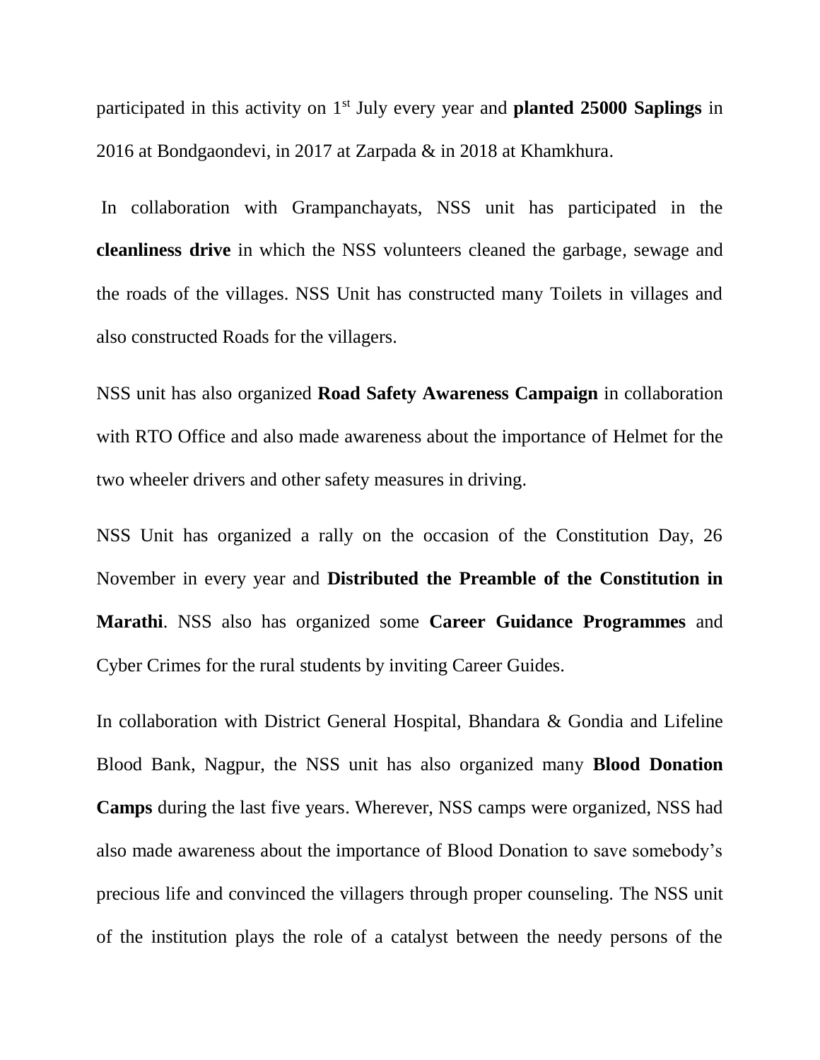participated in this activity on 1st July every year and **planted 25000 Saplings** in 2016 at Bondgaondevi, in 2017 at Zarpada & in 2018 at Khamkhura.

In collaboration with Grampanchayats, NSS unit has participated in the **cleanliness drive** in which the NSS volunteers cleaned the garbage, sewage and the roads of the villages. NSS Unit has constructed many Toilets in villages and also constructed Roads for the villagers.

NSS unit has also organized **Road Safety Awareness Campaign** in collaboration with RTO Office and also made awareness about the importance of Helmet for the two wheeler drivers and other safety measures in driving.

NSS Unit has organized a rally on the occasion of the Constitution Day, 26 November in every year and **Distributed the Preamble of the Constitution in Marathi**. NSS also has organized some **Career Guidance Programmes** and Cyber Crimes for the rural students by inviting Career Guides.

In collaboration with District General Hospital, Bhandara & Gondia and Lifeline Blood Bank, Nagpur, the NSS unit has also organized many **Blood Donation Camps** during the last five years. Wherever, NSS camps were organized, NSS had also made awareness about the importance of Blood Donation to save somebody's precious life and convinced the villagers through proper counseling. The NSS unit of the institution plays the role of a catalyst between the needy persons of the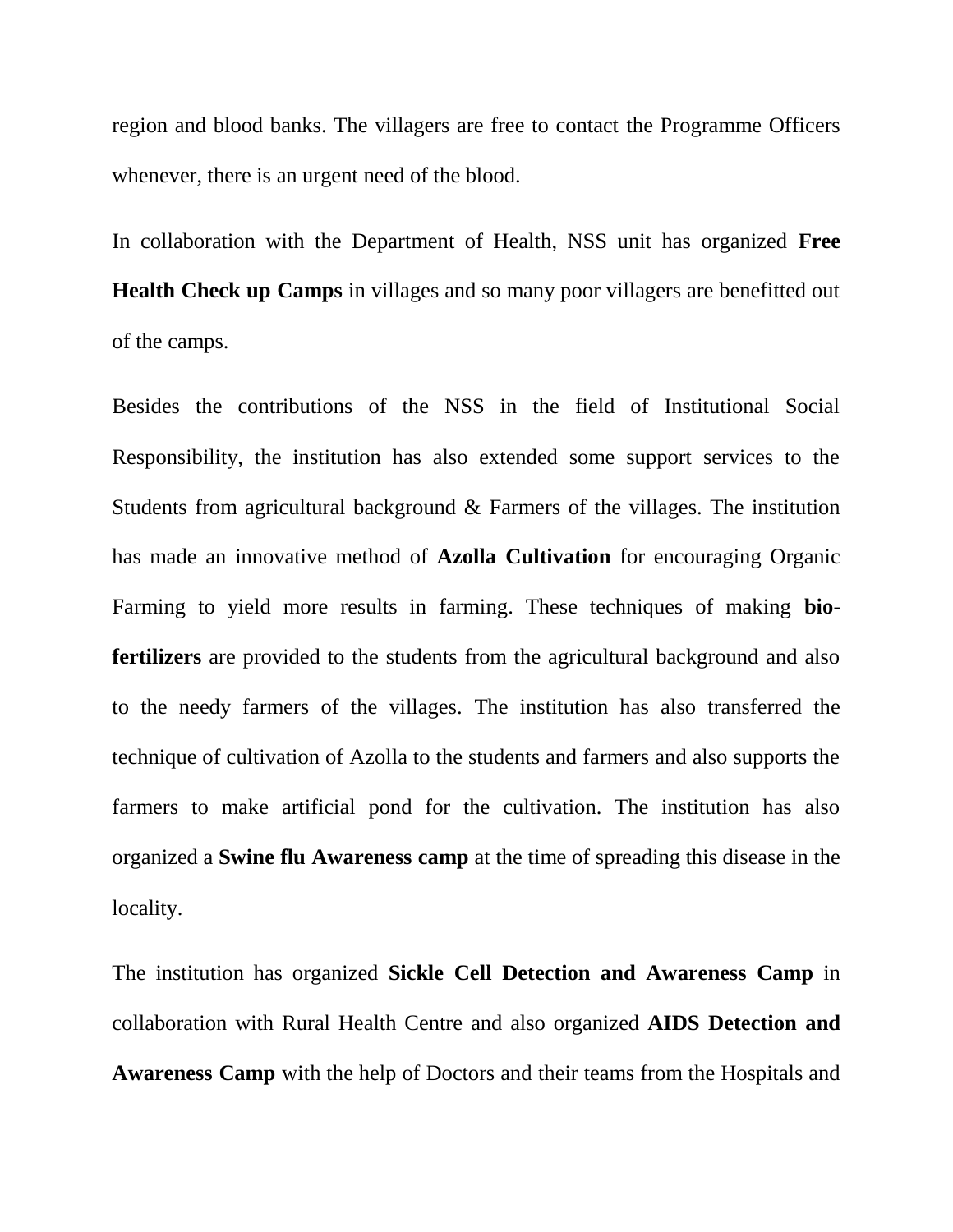region and blood banks. The villagers are free to contact the Programme Officers whenever, there is an urgent need of the blood.

In collaboration with the Department of Health, NSS unit has organized **Free Health Check up Camps** in villages and so many poor villagers are benefitted out of the camps.

Besides the contributions of the NSS in the field of Institutional Social Responsibility, the institution has also extended some support services to the Students from agricultural background & Farmers of the villages. The institution has made an innovative method of **Azolla Cultivation** for encouraging Organic Farming to yield more results in farming. These techniques of making **bio-fertilizers** are provided to the students from the agricultural background and also to the needy farmers of the villages. The institution has also transferred the technique of cultivation of Azolla to the students and farmers and also supports the farmers to make artificial pond for the cultivation. The institution has also organized a **Swine flu Awareness camp** at the time of spreading this disease in the locality.

The institution has organized **Sickle Cell Detection and Awareness Camp** in collaboration with Rural Health Centre and also organized **AIDS Detection and Awareness Camp** with the help of Doctors and their teams from the Hospitals and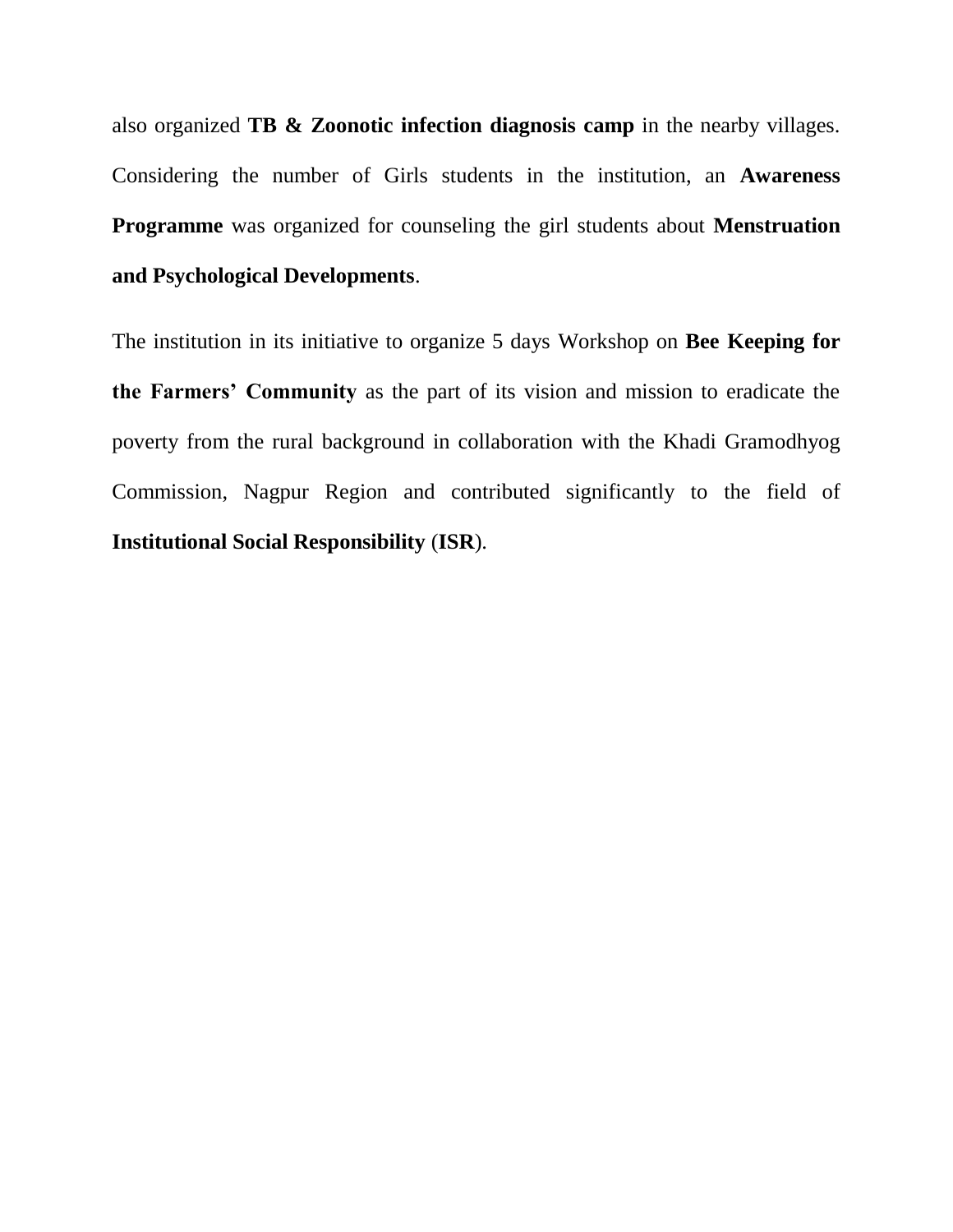also organized **TB & Zoonotic infection diagnosis camp** in the nearby villages. Considering the number of Girls students in the institution, an **Awareness Programme** was organized for counseling the girl students about **Menstruation and Psychological Developments**.

The institution in its initiative to organize 5 days Workshop on **Bee Keeping for the Farmers' Community** as the part of its vision and mission to eradicate the poverty from the rural background in collaboration with the Khadi Gramodhyog Commission, Nagpur Region and contributed significantly to the field of **Institutional Social Responsibility** (**ISR**).